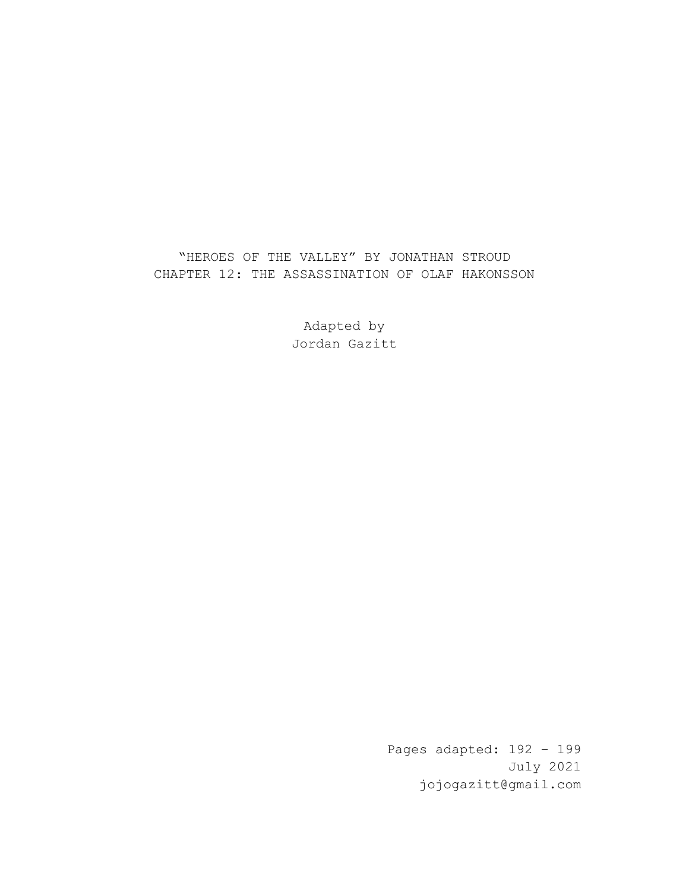# "HEROES OF THE VALLEY" BY JONATHAN STROUD
## CHAPTER 12: THE ASSASSINATION OF OLAF HAKONSSON

Adapted by
Jordan Gazitt

Pages adapted: 192 - 199
July 2021
jojogazitt@gmail.com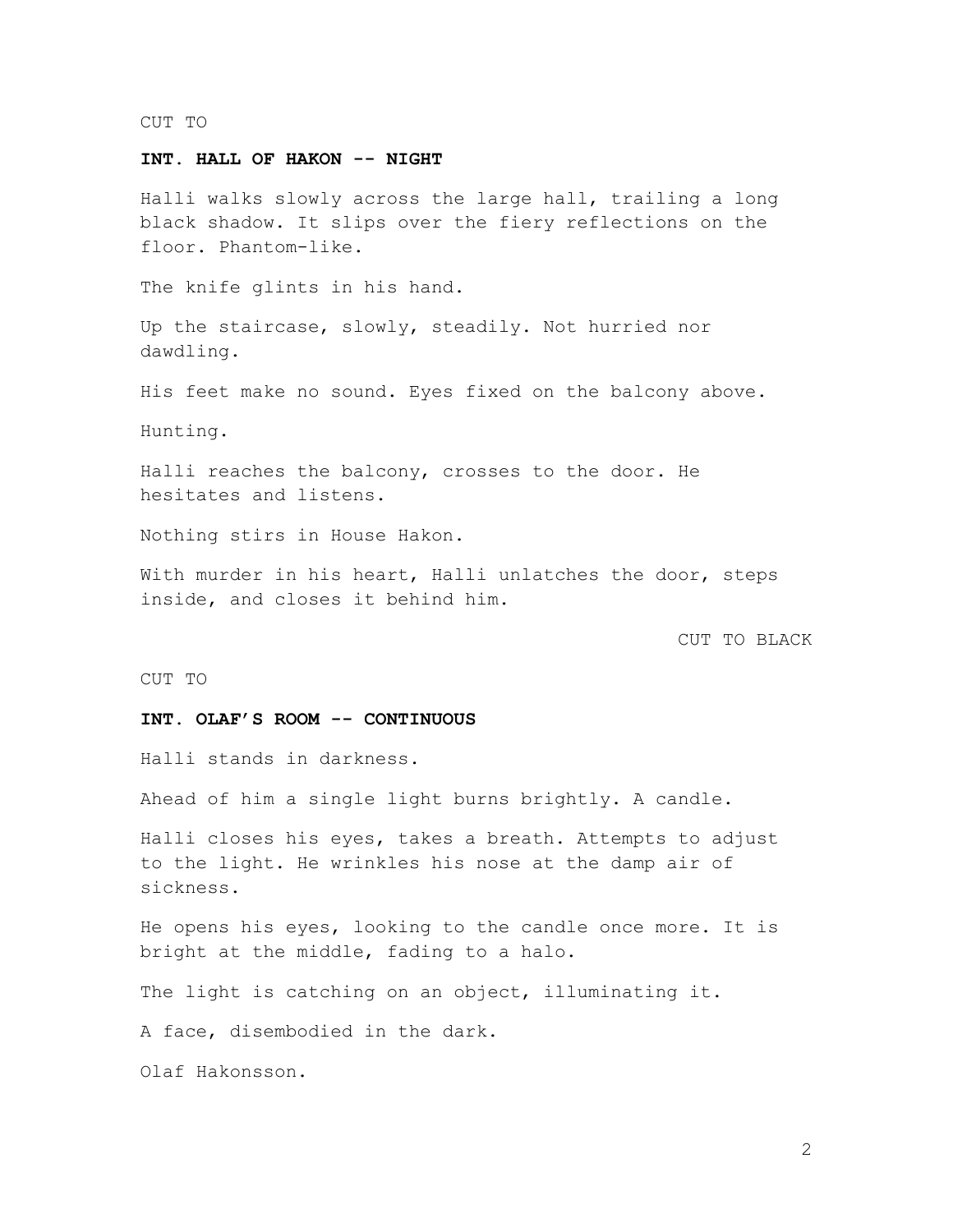CUT TO

**INT. HALL OF HAKON -- NIGHT**

Halli walks slowly across the large hall, trailing a long black shadow. It slips over the fiery reflections on the floor. Phantom-like.

The knife glints in his hand.

Up the staircase, slowly, steadily. Not hurried nor dawdling.

His feet make no sound. Eyes fixed on the balcony above.

Hunting.

Halli reaches the balcony, crosses to the door. He hesitates and listens.

Nothing stirs in House Hakon.

With murder in his heart, Halli unlatches the door, steps inside, and closes it behind him.

CUT TO BLACK

CUT TO

**INT. OLAF'S ROOM -- CONTINUOUS**

Halli stands in darkness.

Ahead of him a single light burns brightly. A candle.

Halli closes his eyes, takes a breath. Attempts to adjust to the light. He wrinkles his nose at the damp air of sickness.

He opens his eyes, looking to the candle once more. It is bright at the middle, fading to a halo.

The light is catching on an object, illuminating it.

A face, disembodied in the dark.

Olaf Hakonsson.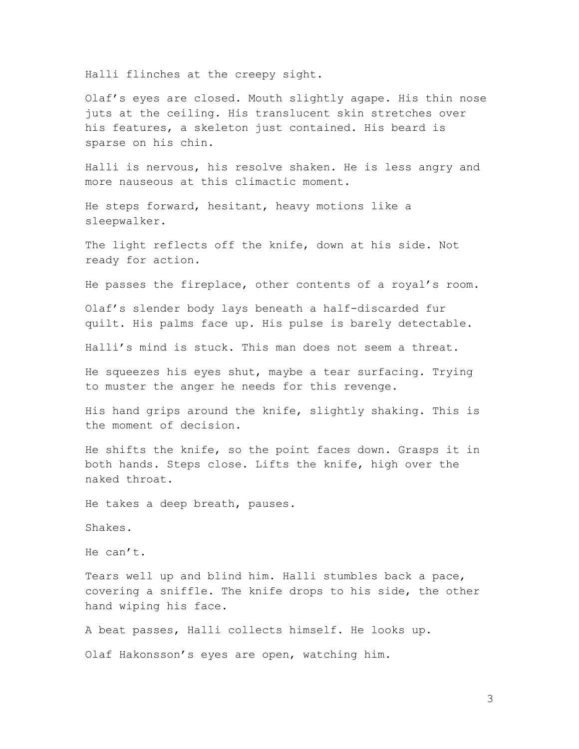Halli flinches at the creepy sight.

Olaf’s eyes are closed. Mouth slightly agape. His thin nose juts at the ceiling. His translucent skin stretches over his features, a skeleton just contained. His beard is sparse on his chin.

Halli is nervous, his resolve shaken. He is less angry and more nauseous at this climactic moment.

He steps forward, hesitant, heavy motions like a sleepwalker.

The light reflects off the knife, down at his side. Not ready for action.

He passes the fireplace, other contents of a royal’s room.

Olaf’s slender body lays beneath a half-discarded fur quilt. His palms face up. His pulse is barely detectable.

Halli’s mind is stuck. This man does not seem a threat.

He squeezes his eyes shut, maybe a tear surfacing. Trying to muster the anger he needs for this revenge.

His hand grips around the knife, slightly shaking. This is the moment of decision.

He shifts the knife, so the point faces down. Grasps it in both hands. Steps close. Lifts the knife, high over the naked throat.

He takes a deep breath, pauses.

Shakes.

He can’t.

Tears well up and blind him. Halli stumbles back a pace, covering a sniffle. The knife drops to his side, the other hand wiping his face.

A beat passes, Halli collects himself. He looks up.

Olaf Hakonsson’s eyes are open, watching him.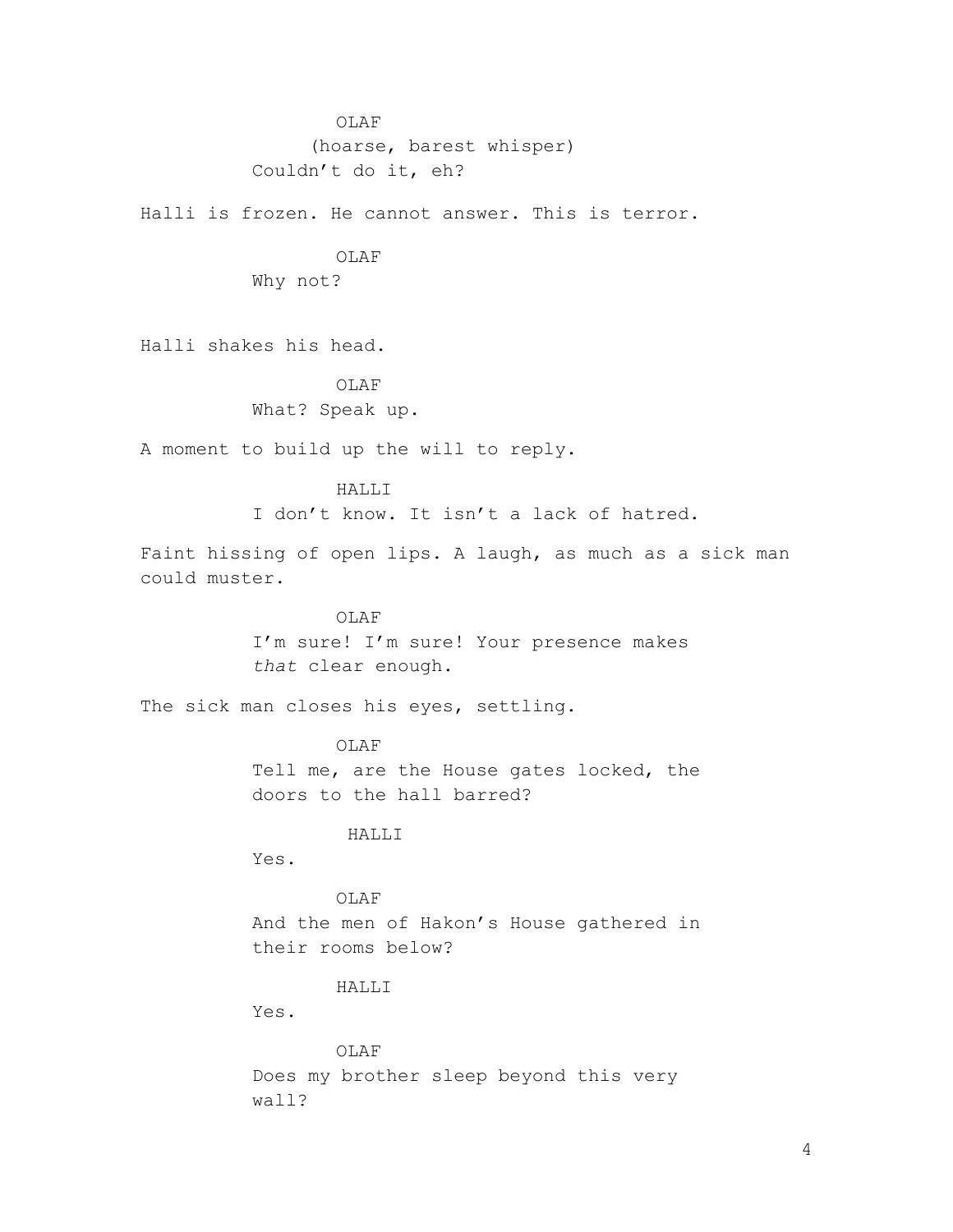OLAF
(hoarse, barest whisper)
Couldn't do it, eh?

Halli is frozen. He cannot answer. This is terror.

OLAF
Why not?

Halli shakes his head.

OLAF
What? Speak up.

A moment to build up the will to reply.

HALLI
I don't know. It isn't a lack of hatred.

Faint hissing of open lips. A laugh, as much as a sick man could muster.

OLAF
I'm sure! I'm sure! Your presence makes *that* clear enough.

The sick man closes his eyes, settling.

OLAF
Tell me, are the House gates locked, the doors to the hall barred?

HALLI
Yes.

OLAF
And the men of Hakon's House gathered in their rooms below?

HALLI
Yes.

OLAF
Does my brother sleep beyond this very wall?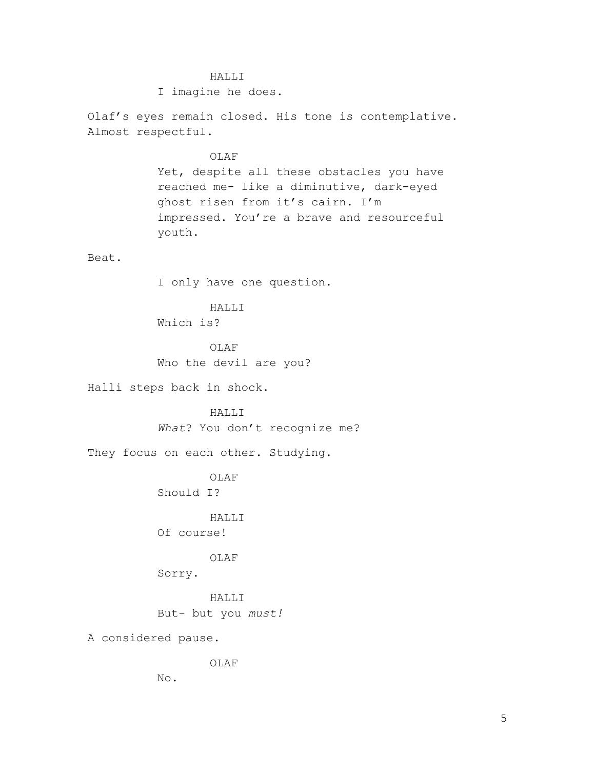HALLI

I imagine he does.

Olaf's eyes remain closed. His tone is contemplative. Almost respectful.

OLAF

Yet, despite all these obstacles you have reached me- like a diminutive, dark-eyed ghost risen from it's cairn. I'm impressed. You're a brave and resourceful youth.

Beat.

I only have one question.

HALLI

Which is?

OLAF

Who the devil are you?

Halli steps back in shock.

HALLI

*What*? You don't recognize me?

They focus on each other. Studying.

OLAF

Should I?

HALLI

Of course!

OLAF

Sorry.

HALLI

But- but you *must!*

A considered pause.

OLAF

No.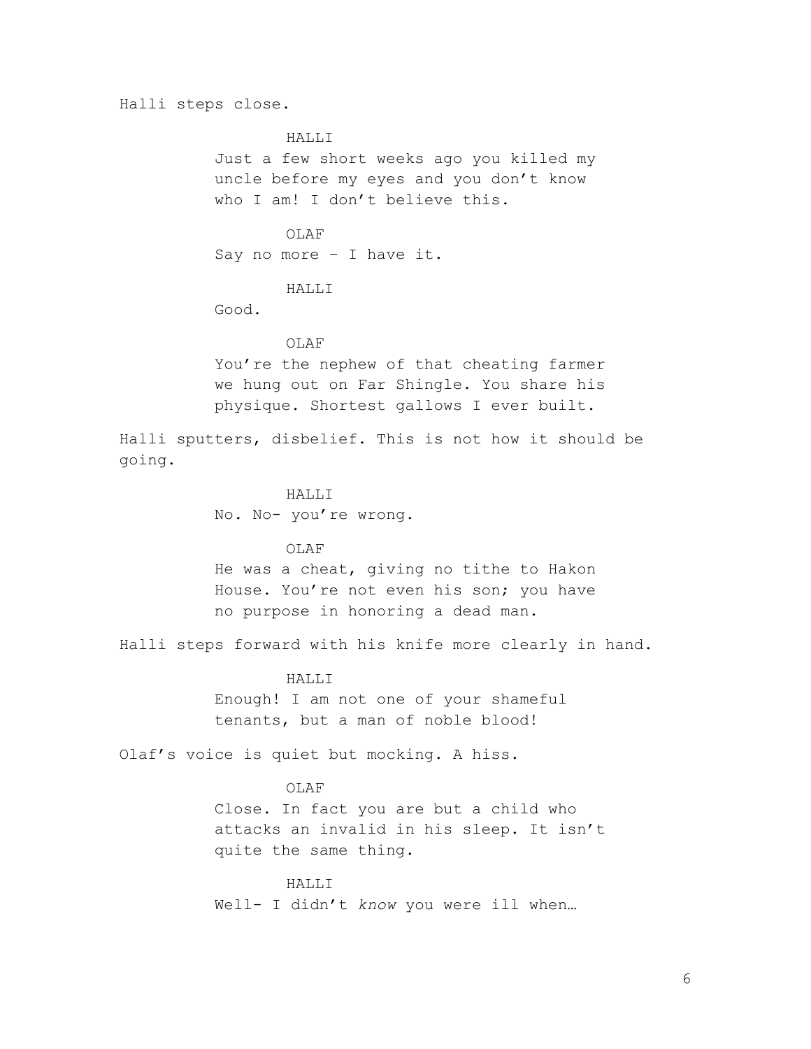Halli steps close.

HALLI
Just a few short weeks ago you killed my uncle before my eyes and you don't know who I am! I don't believe this.

OLAF
Say no more – I have it.

HALLI
Good.

OLAF
You're the nephew of that cheating farmer we hung out on Far Shingle. You share his physique. Shortest gallows I ever built.

Halli sputters, disbelief. This is not how it should be going.

HALLI
No. No- you're wrong.

OLAF
He was a cheat, giving no tithe to Hakon House. You're not even his son; you have no purpose in honoring a dead man.

Halli steps forward with his knife more clearly in hand.

HALLI
Enough! I am not one of your shameful tenants, but a man of noble blood!

Olaf's voice is quiet but mocking. A hiss.

OLAF
Close. In fact you are but a child who attacks an invalid in his sleep. It isn't quite the same thing.

HALLI
Well- I didn't *know* you were ill when…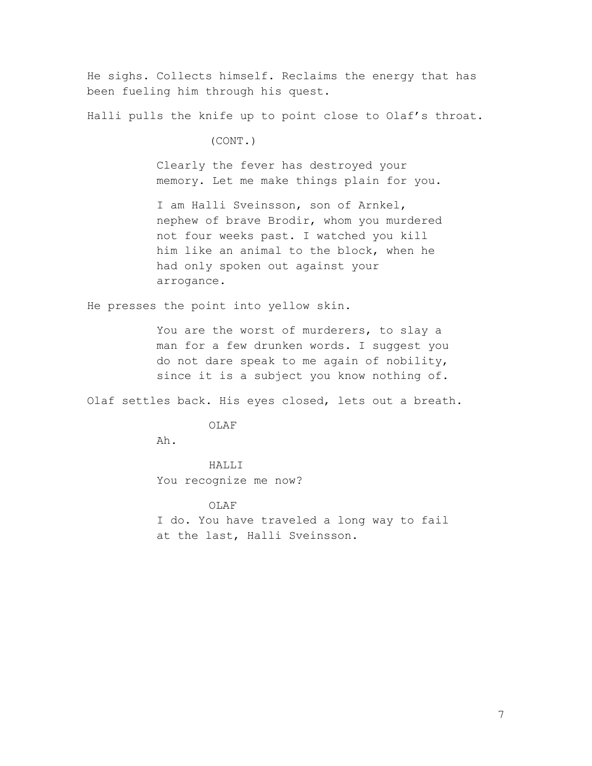He sighs. Collects himself. Reclaims the energy that has been fueling him through his quest.

Halli pulls the knife up to point close to Olaf's throat.

(CONT.)

Clearly the fever has destroyed your memory. Let me make things plain for you.

I am Halli Sveinsson, son of Arnkel, nephew of brave Brodir, whom you murdered not four weeks past. I watched you kill him like an animal to the block, when he had only spoken out against your arrogance.

He presses the point into yellow skin.

You are the worst of murderers, to slay a man for a few drunken words. I suggest you do not dare speak to me again of nobility, since it is a subject you know nothing of.

Olaf settles back. His eyes closed, lets out a breath.

OLAF

Ah.

HALLI

You recognize me now?

OLAF

I do. You have traveled a long way to fail at the last, Halli Sveinsson.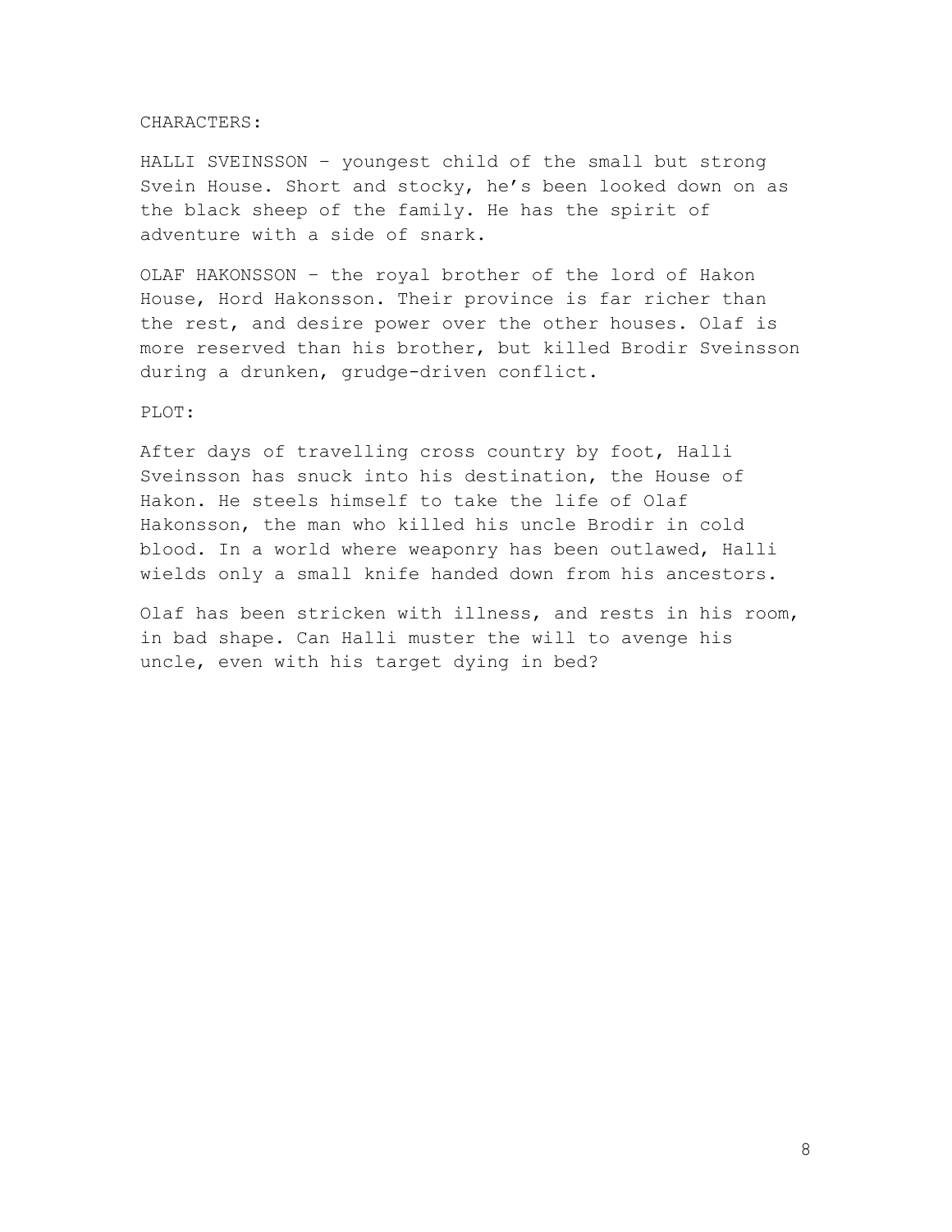CHARACTERS:

HALLI SVEINSSON – youngest child of the small but strong Svein House. Short and stocky, he's been looked down on as the black sheep of the family. He has the spirit of adventure with a side of snark.

OLAF HAKONSSON – the royal brother of the lord of Hakon House, Hord Hakonsson. Their province is far richer than the rest, and desire power over the other houses. Olaf is more reserved than his brother, but killed Brodir Sveinsson during a drunken, grudge-driven conflict.

PLOT:

After days of travelling cross country by foot, Halli Sveinsson has snuck into his destination, the House of Hakon. He steels himself to take the life of Olaf Hakonsson, the man who killed his uncle Brodir in cold blood. In a world where weaponry has been outlawed, Halli wields only a small knife handed down from his ancestors.

Olaf has been stricken with illness, and rests in his room, in bad shape. Can Halli muster the will to avenge his uncle, even with his target dying in bed?